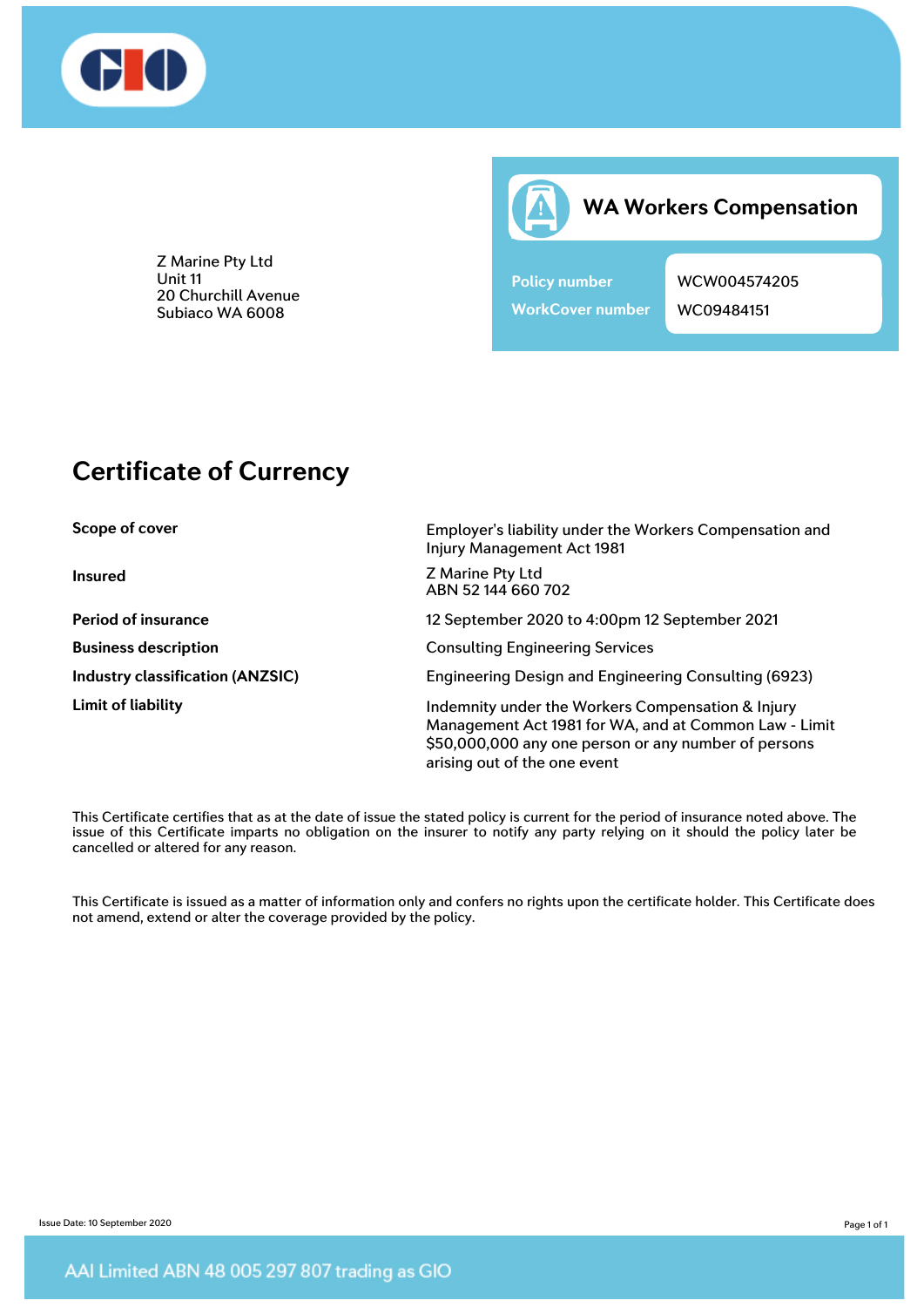Z Marine Pty Ltd
Unit 11
20 Churchill Avenue
Subiaco WA 6008

## WA Workers Compensation

| | |
|---|---|
| Policy number | WCW004574205 |
| WorkCover number | WC09484151 |

# Certificate of Currency

| | |
|---|---|
| **Scope of cover** | Employer's liability under the Workers Compensation and Injury Management Act 1981 |
| **Insured** | Z Marine Pty Ltd<br>ABN 52 144 660 702 |
| **Period of insurance** | 12 September 2020 to 4:00pm 12 September 2021 |
| **Business description** | Consulting Engineering Services |
| **Industry classification (ANZSIC)** | Engineering Design and Engineering Consulting (6923) |
| **Limit of liability** | Indemnity under the Workers Compensation & Injury Management Act 1981 for WA, and at Common Law - Limit $50,000,000 any one person or any number of persons arising out of the one event |

This Certificate certifies that as at the date of issue the stated policy is current for the period of insurance noted above. The issue of this Certificate imparts no obligation on the insurer to notify any party relying on it should the policy later be cancelled or altered for any reason.

This Certificate is issued as a matter of information only and confers no rights upon the certificate holder. This Certificate does not amend, extend or alter the coverage provided by the policy.

Issue Date: 10 September 2020

AAI Limited ABN 48 005 297 807 trading as GIO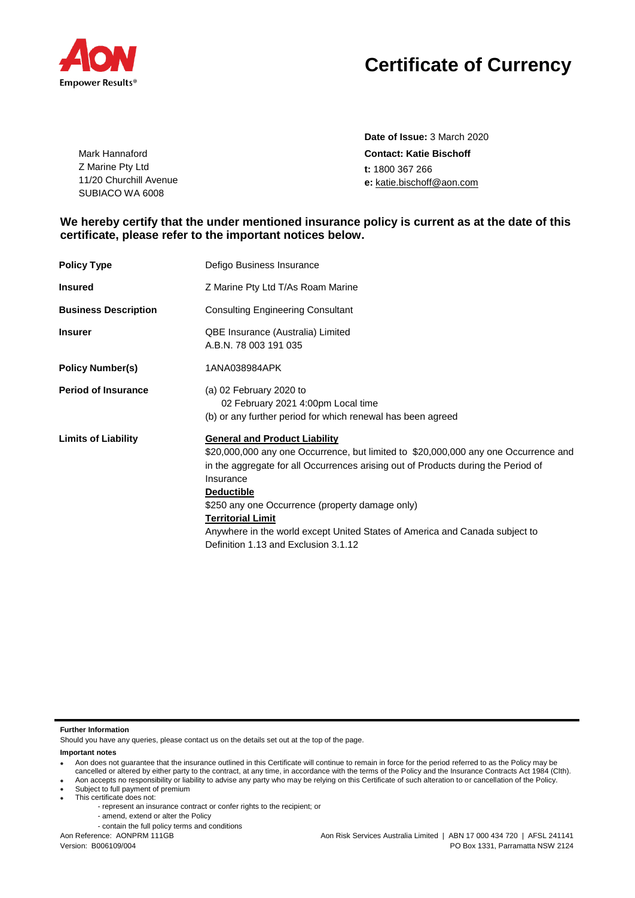# Certificate of Currency

Mark Hannaford
Z Marine Pty Ltd
11/20 Churchill Avenue
SUBIACO WA 6008

**Date of Issue:** 3 March 2020
**Contact: Katie Bischoff**
**t:** 1800 367 266
**e:** katie.bischoff@aon.com

**We hereby certify that the under mentioned insurance policy is current as at the date of this certificate, please refer to the important notices below.**

| | |
|---|---|
| **Policy Type** | Defigo Business Insurance |
| **Insured** | Z Marine Pty Ltd T/As Roam Marine |
| **Business Description** | Consulting Engineering Consultant |
| **Insurer** | QBE Insurance (Australia) Limited<br>A.B.N. 78 003 191 035 |
| **Policy Number(s)** | 1ANA038984APK |
| **Period of Insurance** | (a) 02 February 2020 to<br>02 February 2021 4:00pm Local time<br>(b) or any further period for which renewal has been agreed |
| **Limits of Liability** | **General and Product Liability**<br>$20,000,000 any one Occurrence, but limited to $20,000,000 any one Occurrence and in the aggregate for all Occurrences arising out of Products during the Period of Insurance<br>**Deductible**<br>$250 any one Occurrence (property damage only)<br>**Territorial Limit**<br>Anywhere in the world except United States of America and Canada subject to Definition 1.13 and Exclusion 3.1.12 |

**Further Information**

Should you have any queries, please contact us on the details set out at the top of the page.

**Important notes**

- Aon does not guarantee that the insurance outlined in this Certificate will continue to remain in force for the period referred to as the Policy may be cancelled or altered by either party to the contract, at any time, in accordance with the terms of the Policy and the Insurance Contracts Act 1984 (Clth).
- Aon accepts no responsibility or liability to advise any party who may be relying on this Certificate of such alteration to or cancellation of the Policy.
- Subject to full payment of premium
- This certificate does not:
  - represent an insurance contract or confer rights to the recipient; or
  - amend, extend or alter the Policy
  - contain the full policy terms and conditions

Aon Reference: AONPRM 111GB
Version: B006109/004

Aon Risk Services Australia Limited | ABN 17 000 434 720 | AFSL 241141
PO Box 1331, Parramatta NSW 2124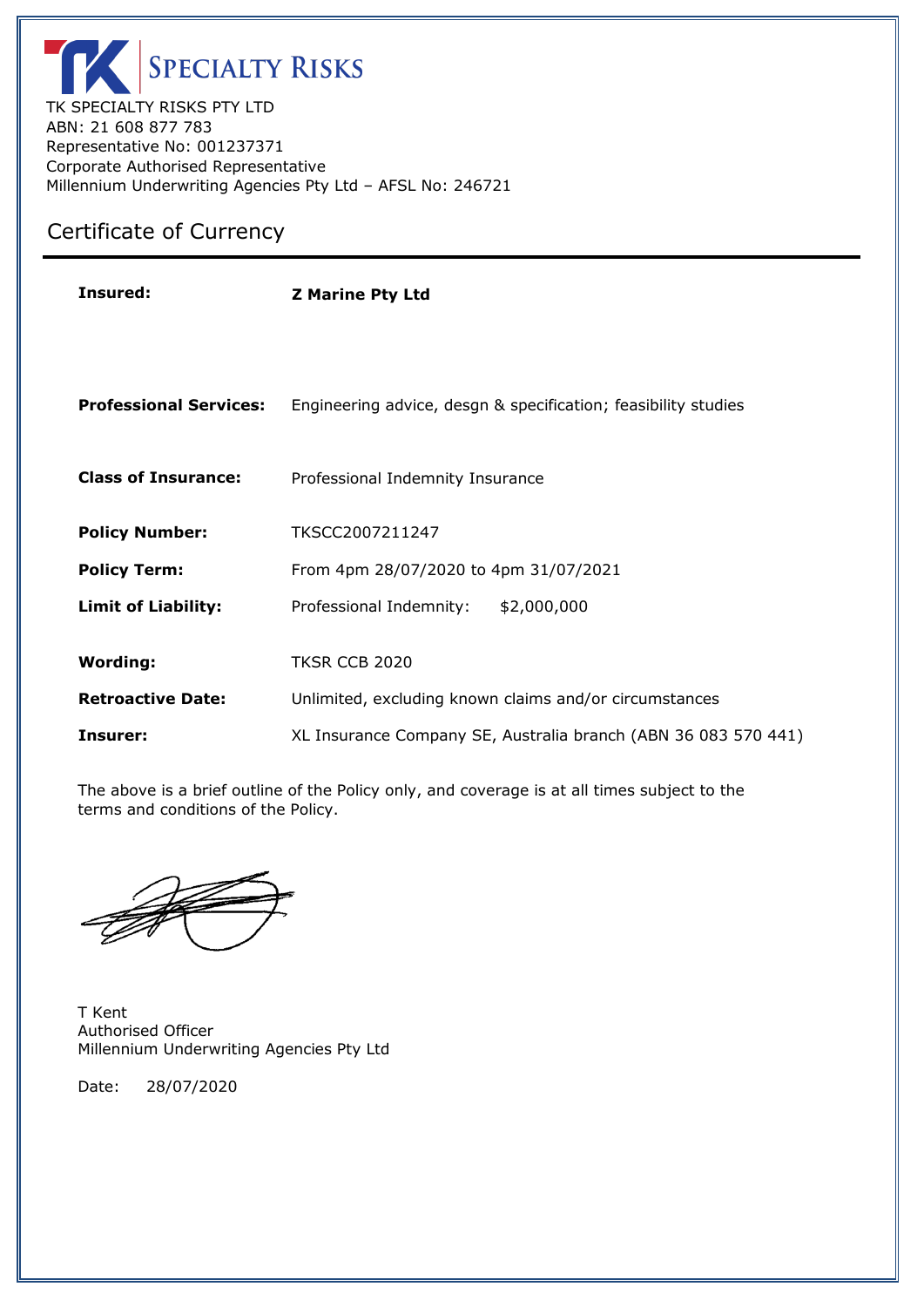# SPECIALTY RISKS

TK SPECIALTY RISKS PTY LTD
ABN: 21 608 877 783
Representative No: 001237371
Corporate Authorised Representative
Millennium Underwriting Agencies Pty Ltd – AFSL No: 246721

## Certificate of Currency

| | |
|---|---|
| **Insured:** | **Z Marine Pty Ltd** |
| **Professional Services:** | Engineering advice, desgn & specification; feasibility studies |
| **Class of Insurance:** | Professional Indemnity Insurance |
| **Policy Number:** | TKSCC2007211247 |
| **Policy Term:** | From 4pm 28/07/2020 to 4pm 31/07/2021 |
| **Limit of Liability:** | Professional Indemnity: $2,000,000 |
| **Wording:** | TKSR CCB 2020 |
| **Retroactive Date:** | Unlimited, excluding known claims and/or circumstances |
| **Insurer:** | XL Insurance Company SE, Australia branch (ABN 36 083 570 441) |

The above is a brief outline of the Policy only, and coverage is at all times subject to the terms and conditions of the Policy.

T Kent
Authorised Officer
Millennium Underwriting Agencies Pty Ltd

Date: 28/07/2020